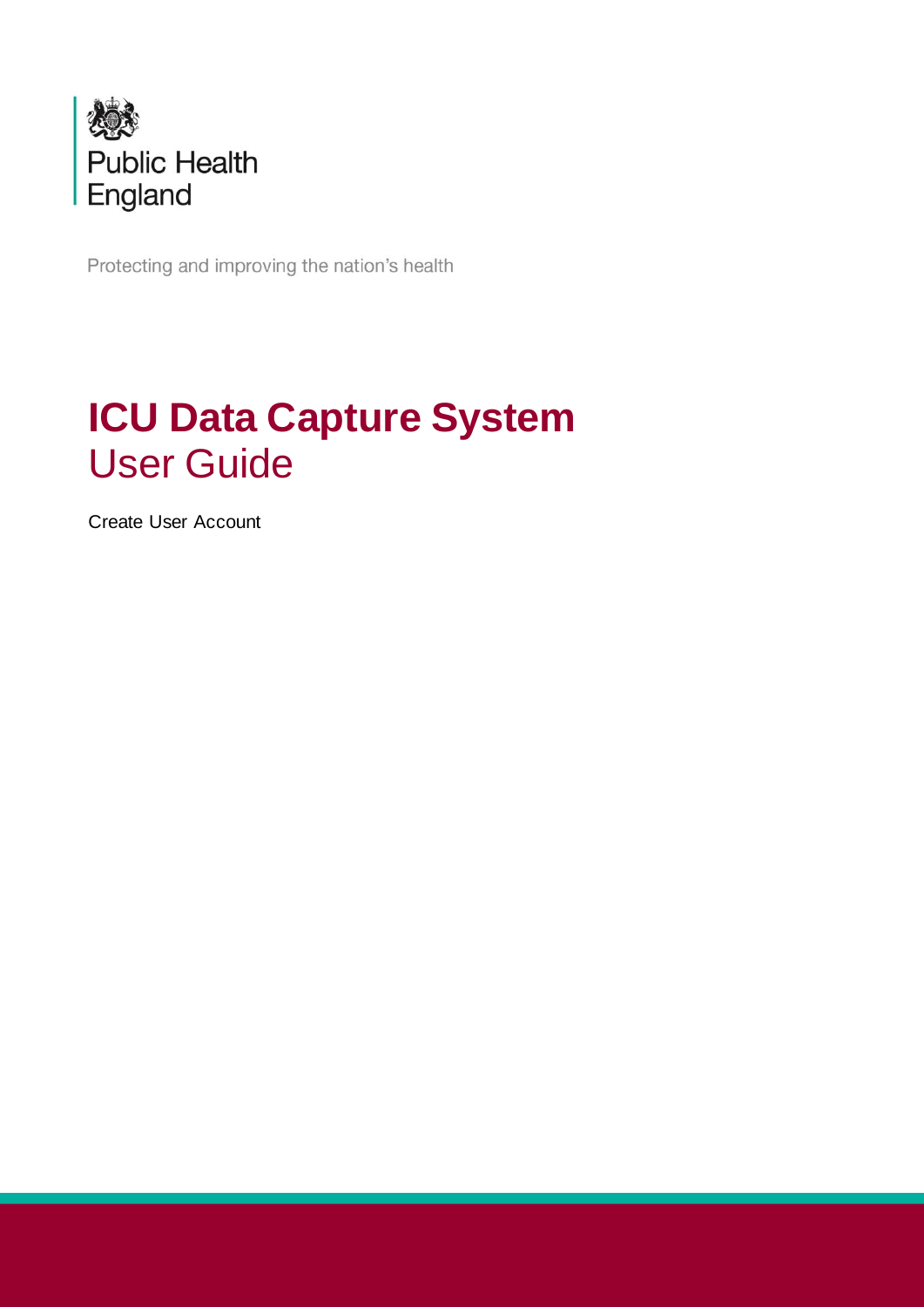Public Health England

Protecting and improving the nation's health

# ICU Data Capture System

## User Guide

Create User Account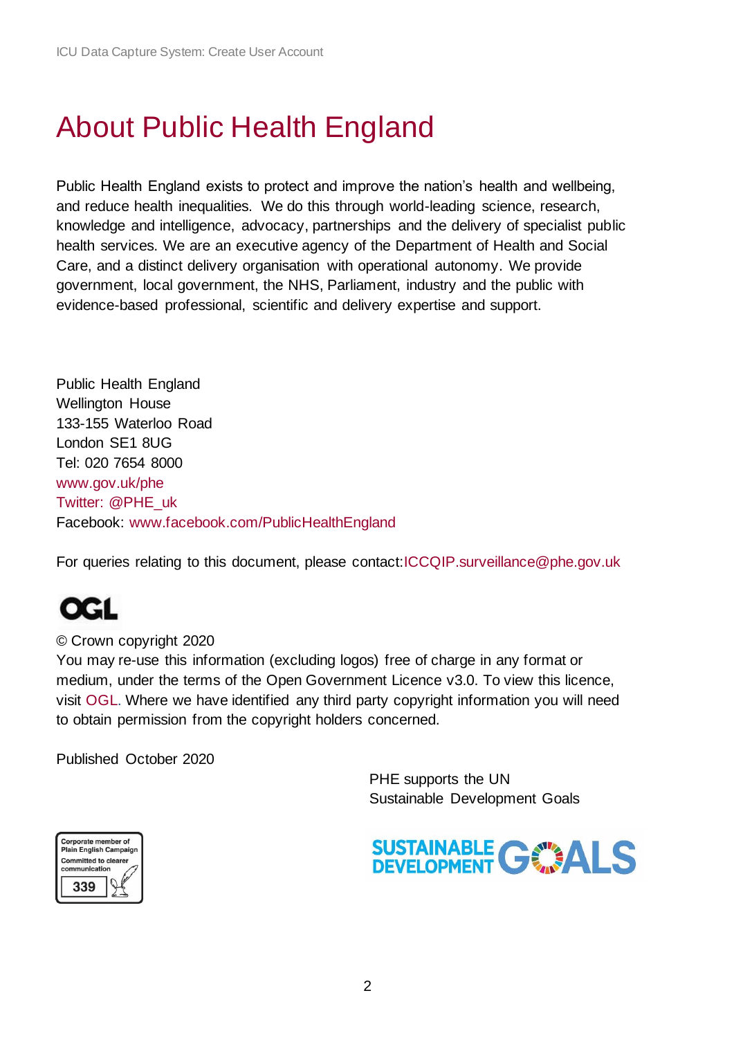# About Public Health England

Public Health England exists to protect and improve the nation's health and wellbeing, and reduce health inequalities. We do this through world-leading science, research, knowledge and intelligence, advocacy, partnerships and the delivery of specialist public health services. We are an executive agency of the Department of Health and Social Care, and a distinct delivery organisation with operational autonomy. We provide government, local government, the NHS, Parliament, industry and the public with evidence-based professional, scientific and delivery expertise and support.

Public Health England
Wellington House
133-155 Waterloo Road
London SE1 8UG
Tel: 020 7654 8000
www.gov.uk/phe
Twitter: @PHE_uk
Facebook: www.facebook.com/PublicHealthEngland

For queries relating to this document, please contact: ICCQIP.surveillance@phe.gov.uk

OGL

© Crown copyright 2020
You may re-use this information (excluding logos) free of charge in any format or medium, under the terms of the Open Government Licence v3.0. To view this licence, visit OGL. Where we have identified any third party copyright information you will need to obtain permission from the copyright holders concerned.

Published October 2020

PHE supports the UN Sustainable Development Goals

Corporate member of Plain English Campaign
Committed to clearer communication
339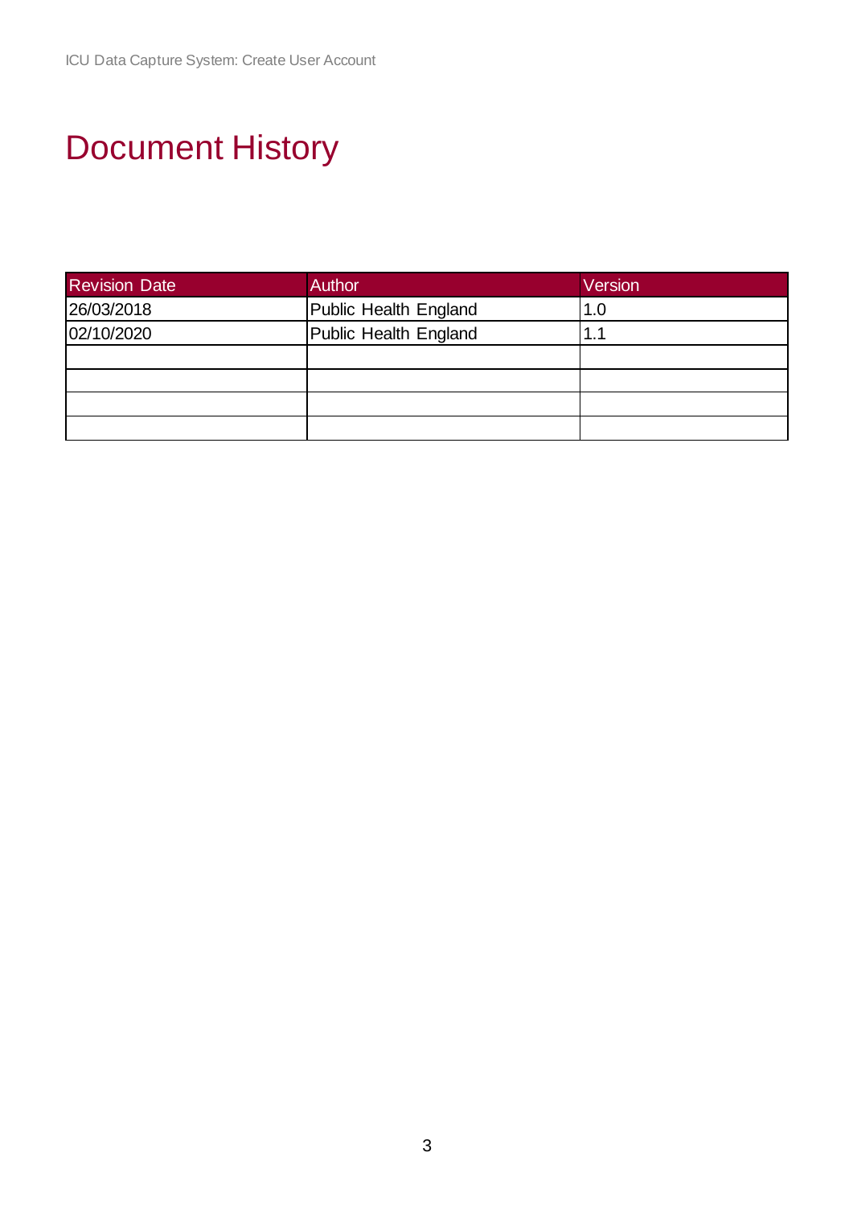# Document History

| Revision Date | Author | Version |
|---|---|---|
| 26/03/2018 | Public Health England | 1.0 |
| 02/10/2020 | Public Health England | 1.1 |
| | | |
| | | |
| | | |
| | | |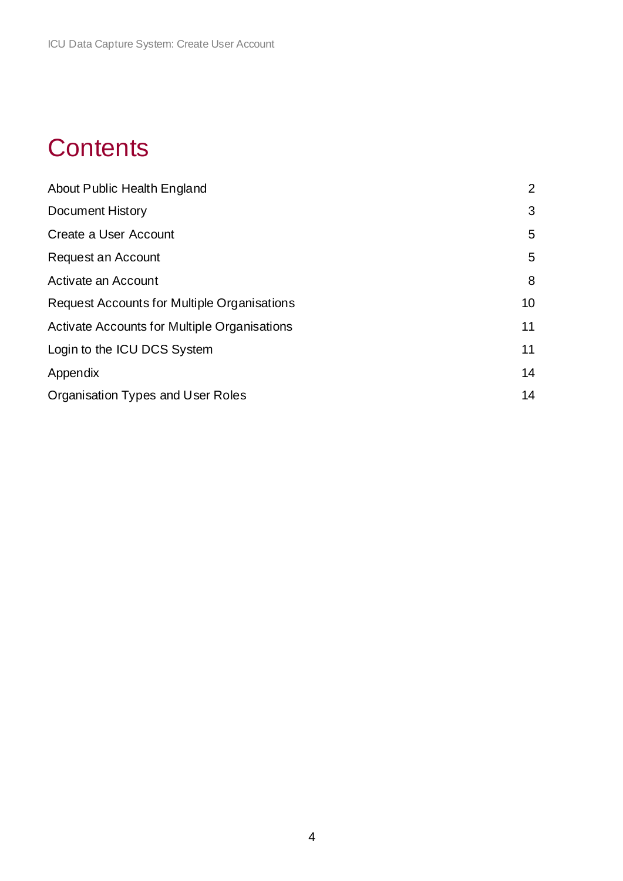# Contents

| | |
|---|---|
| About Public Health England | 2 |
| Document History | 3 |
| Create a User Account | 5 |
| Request an Account | 5 |
| Activate an Account | 8 |
| Request Accounts for Multiple Organisations | 10 |
| Activate Accounts for Multiple Organisations | 11 |
| Login to the ICU DCS System | 11 |
| Appendix | 14 |
| Organisation Types and User Roles | 14 |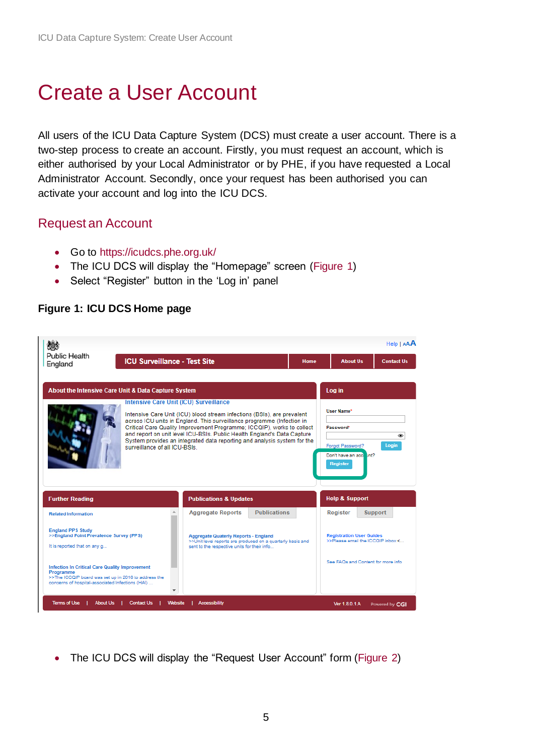# Create a User Account

All users of the ICU Data Capture System (DCS) must create a user account. There is a two-step process to create an account. Firstly, you must request an account, which is either authorised by your Local Administrator or by PHE, if you have requested a Local Administrator Account. Secondly, once your request has been authorised you can activate your account and log into the ICU DCS.

## Request an Account

- Go to https://icudcs.phe.org.uk/
- The ICU DCS will display the "Homepage" screen (Figure 1)
- Select "Register" button in the 'Log in' panel

**Figure 1: ICU DCS Home page**

- The ICU DCS will display the "Request User Account" form (Figure 2)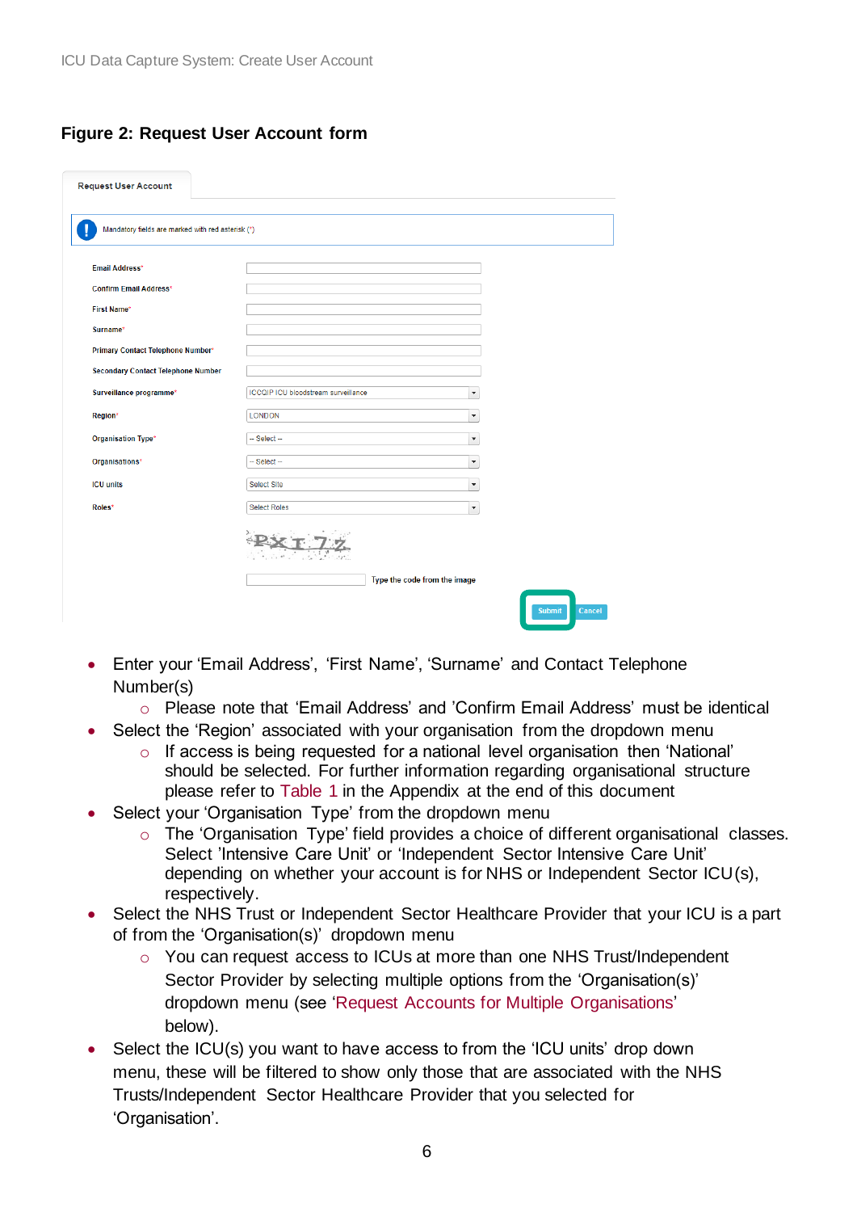**Figure 2: Request User Account form**

- Enter your ‘Email Address’, ‘First Name’, ‘Surname’ and Contact Telephone Number(s)
  - Please note that ‘Email Address’ and ’Confirm Email Address’ must be identical
- Select the ‘Region’ associated with your organisation from the dropdown menu
  - If access is being requested for a national level organisation then ‘National’ should be selected. For further information regarding organisational structure please refer to Table 1 in the Appendix at the end of this document
- Select your ‘Organisation Type’ from the dropdown menu
  - The ‘Organisation Type’ field provides a choice of different organisational classes. Select ’Intensive Care Unit’ or ‘Independent Sector Intensive Care Unit’ depending on whether your account is for NHS or Independent Sector ICU(s), respectively.
- Select the NHS Trust or Independent Sector Healthcare Provider that your ICU is a part of from the ‘Organisation(s)’ dropdown menu
  - You can request access to ICUs at more than one NHS Trust/Independent Sector Provider by selecting multiple options from the ‘Organisation(s)’ dropdown menu (see ‘Request Accounts for Multiple Organisations’ below).
- Select the ICU(s) you want to have access to from the ‘ICU units’ drop down menu, these will be filtered to show only those that are associated with the NHS Trusts/Independent Sector Healthcare Provider that you selected for ‘Organisation’.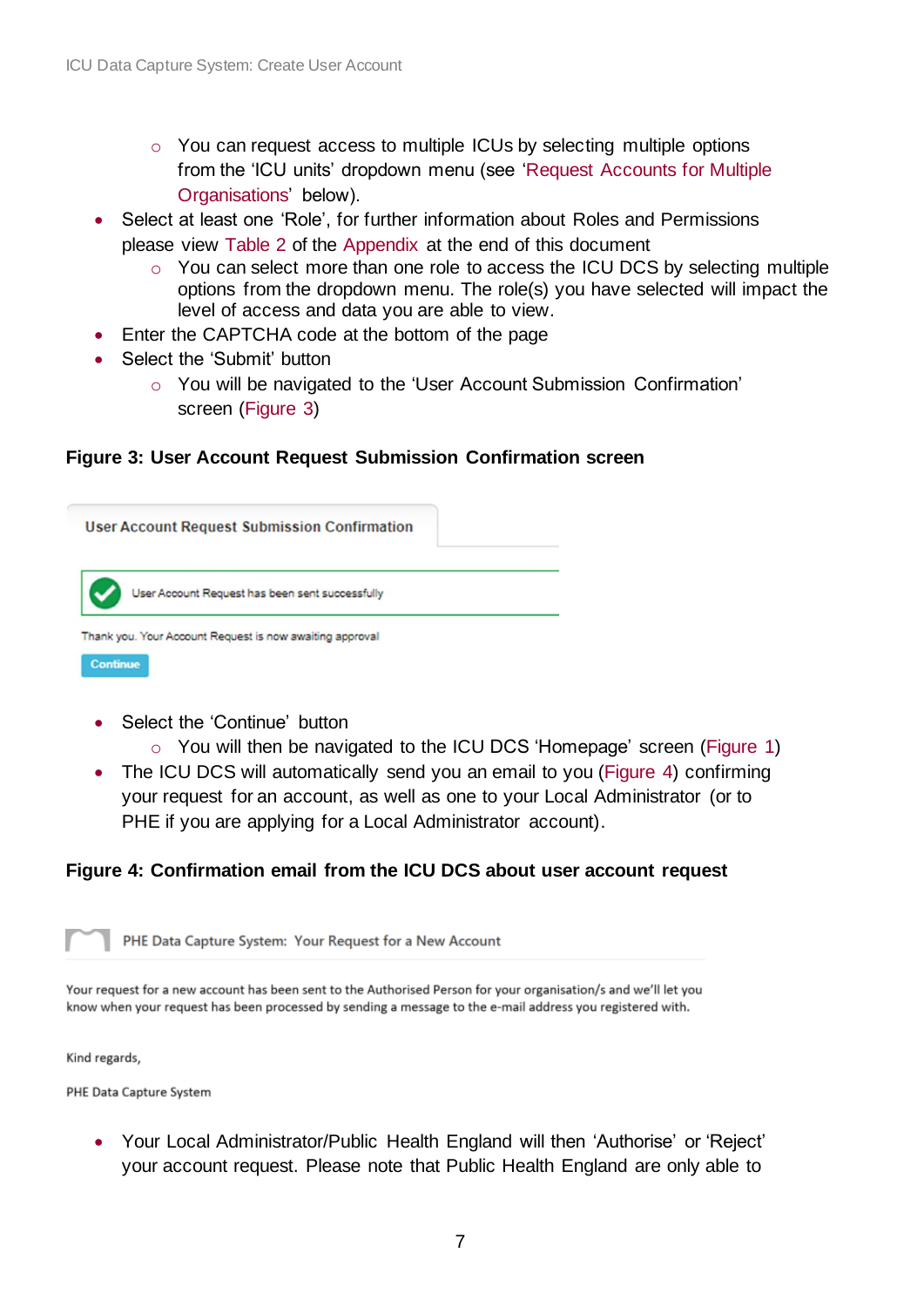- You can request access to multiple ICUs by selecting multiple options from the 'ICU units' dropdown menu (see 'Request Accounts for Multiple Organisations' below).
- Select at least one 'Role', for further information about Roles and Permissions please view Table 2 of the Appendix at the end of this document
  - You can select more than one role to access the ICU DCS by selecting multiple options from the dropdown menu. The role(s) you have selected will impact the level of access and data you are able to view.
- Enter the CAPTCHA code at the bottom of the page
- Select the 'Submit' button
  - You will be navigated to the 'User Account Submission Confirmation' screen (Figure 3)

**Figure 3: User Account Request Submission Confirmation screen**

User Account Request Submission Confirmation

User Account Request has been sent successfully

Thank you. Your Account Request is now awaiting approval

Continue

- Select the 'Continue' button
  - You will then be navigated to the ICU DCS 'Homepage' screen (Figure 1)
- The ICU DCS will automatically send you an email to you (Figure 4) confirming your request for an account, as well as one to your Local Administrator (or to PHE if you are applying for a Local Administrator account).

**Figure 4: Confirmation email from the ICU DCS about user account request**

PHE Data Capture System: Your Request for a New Account

Your request for a new account has been sent to the Authorised Person for your organisation/s and we'll let you know when your request has been processed by sending a message to the e-mail address you registered with.

Kind regards,

PHE Data Capture System

- Your Local Administrator/Public Health England will then 'Authorise' or 'Reject' your account request. Please note that Public Health England are only able to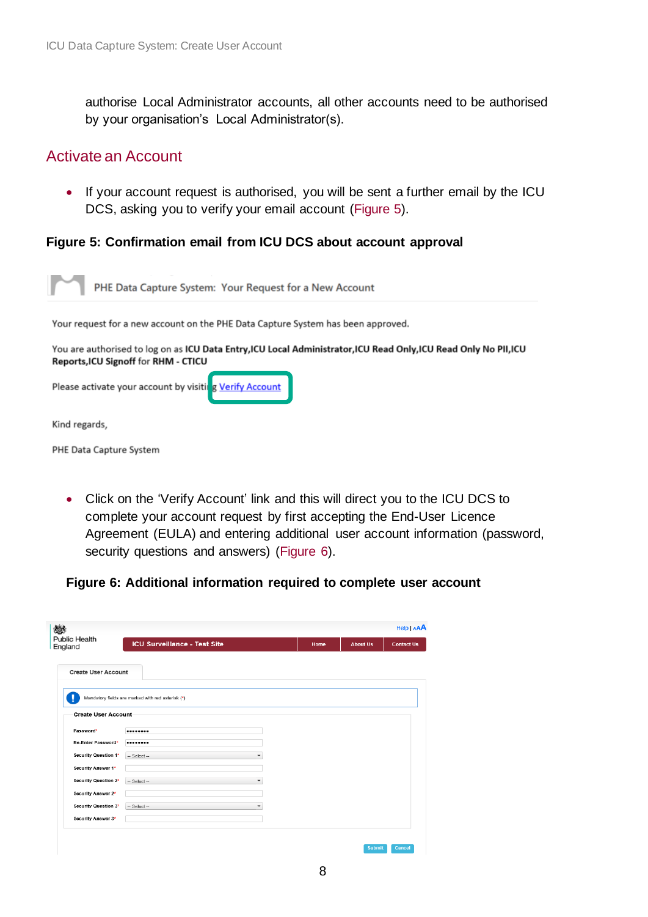authorise Local Administrator accounts, all other accounts need to be authorised by your organisation's Local Administrator(s).

## Activate an Account

- If your account request is authorised, you will be sent a further email by the ICU DCS, asking you to verify your email account (Figure 5).

**Figure 5: Confirmation email from ICU DCS about account approval**

PHE Data Capture System: Your Request for a New Account

Your request for a new account on the PHE Data Capture System has been approved.

You are authorised to log on as **ICU Data Entry,ICU Local Administrator,ICU Read Only,ICU Read Only No PII,ICU Reports,ICU Signoff** for **RHM - CTICU**

Please activate your account by visiting Verify Account

Kind regards,

PHE Data Capture System

- Click on the 'Verify Account' link and this will direct you to the ICU DCS to complete your account request by first accepting the End-User Licence Agreement (EULA) and entering additional user account information (password, security questions and answers) (Figure 6).

**Figure 6: Additional information required to complete user account**

Public Health England

Help | AAA

ICU Surveillance - Test Site | Home | About Us | Contact Us

Create User Account

Mandatory fields are marked with red asterisk (*)

Create User Account

Password*
Re-Enter Password*
Security Question 1* -- Select --
Security Answer 1*
Security Question 2* -- Select --
Security Answer 2*
Security Question 3* -- Select --
Security Answer 3*

Submit | Cancel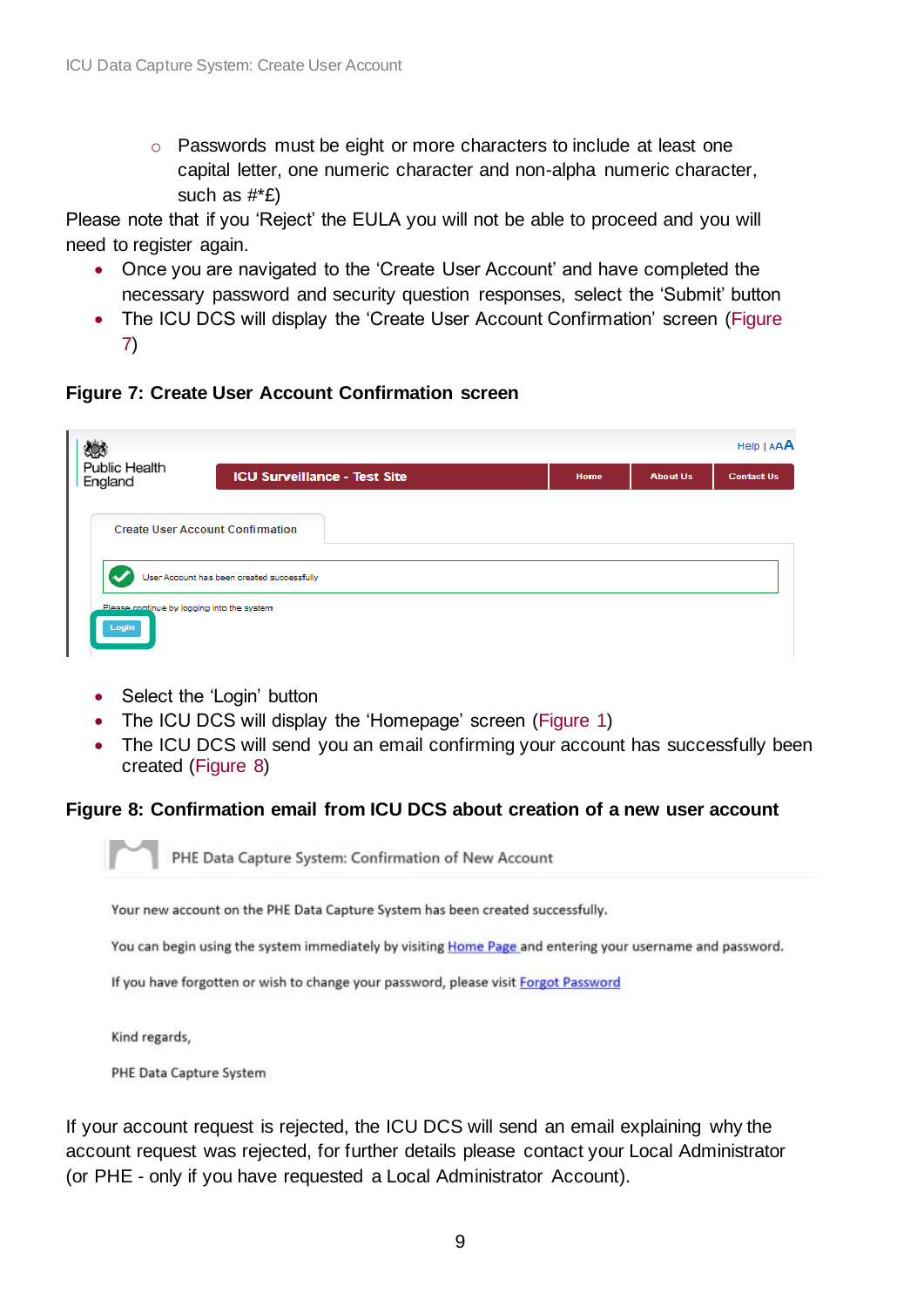- Passwords must be eight or more characters to include at least one capital letter, one numeric character and non-alpha numeric character, such as #*£)

Please note that if you 'Reject' the EULA you will not be able to proceed and you will need to register again.

- Once you are navigated to the 'Create User Account' and have completed the necessary password and security question responses, select the 'Submit' button
- The ICU DCS will display the 'Create User Account Confirmation' screen (Figure 7)

**Figure 7: Create User Account Confirmation screen**

- Select the 'Login' button
- The ICU DCS will display the 'Homepage' screen (Figure 1)
- The ICU DCS will send you an email confirming your account has successfully been created (Figure 8)

**Figure 8: Confirmation email from ICU DCS about creation of a new user account**

If your account request is rejected, the ICU DCS will send an email explaining why the account request was rejected, for further details please contact your Local Administrator (or PHE - only if you have requested a Local Administrator Account).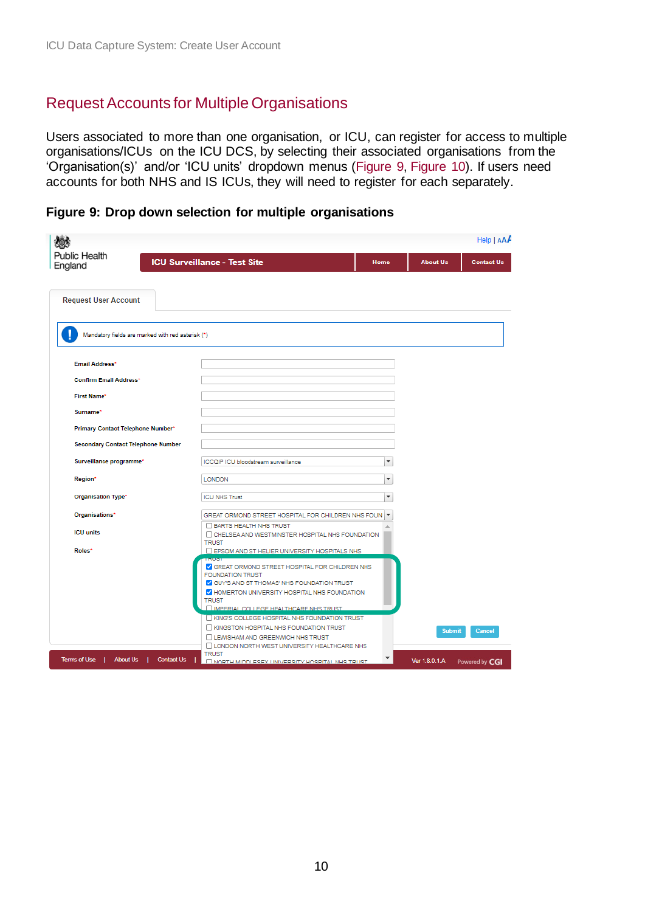## Request Accounts for Multiple Organisations

Users associated to more than one organisation, or ICU, can register for access to multiple organisations/ICUs on the ICU DCS, by selecting their associated organisations from the 'Organisation(s)' and/or 'ICU units' dropdown menus (Figure 9, Figure 10). If users need accounts for both NHS and IS ICUs, they will need to register for each separately.

**Figure 9: Drop down selection for multiple organisations**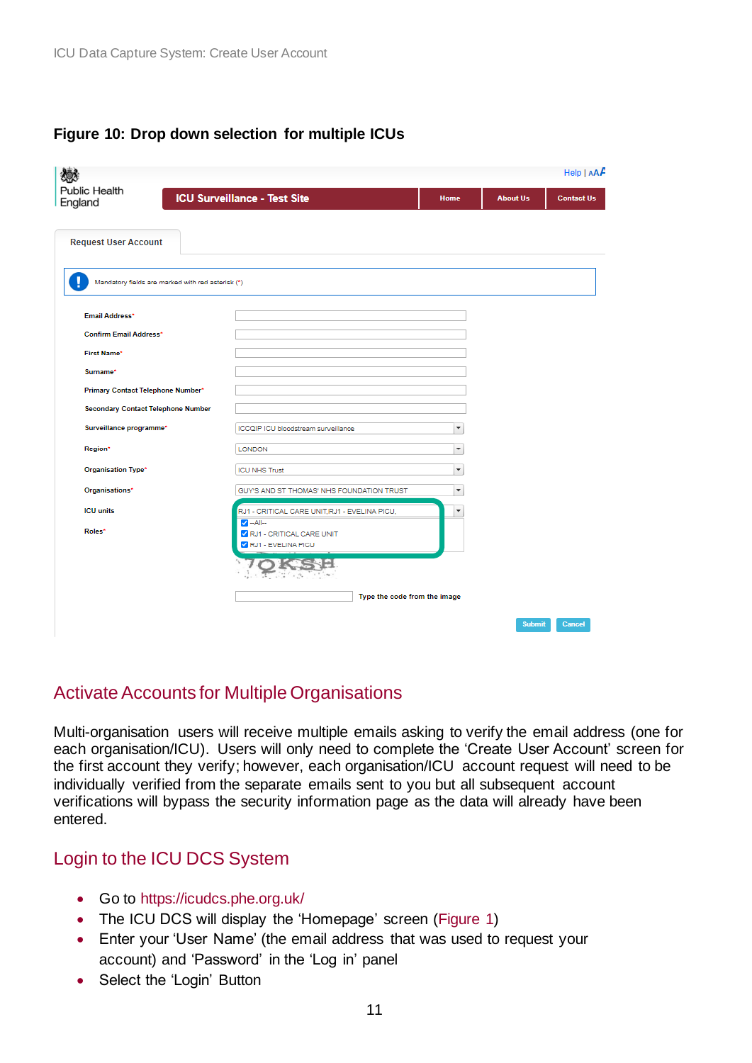**Figure 10: Drop down selection for multiple ICUs**

## Activate Accounts for Multiple Organisations

Multi-organisation users will receive multiple emails asking to verify the email address (one for each organisation/ICU). Users will only need to complete the 'Create User Account' screen for the first account they verify; however, each organisation/ICU account request will need to be individually verified from the separate emails sent to you but all subsequent account verifications will bypass the security information page as the data will already have been entered.

## Login to the ICU DCS System

- Go to https://icudcs.phe.org.uk/
- The ICU DCS will display the 'Homepage' screen (Figure 1)
- Enter your 'User Name' (the email address that was used to request your account) and 'Password' in the 'Log in' panel
- Select the 'Login' Button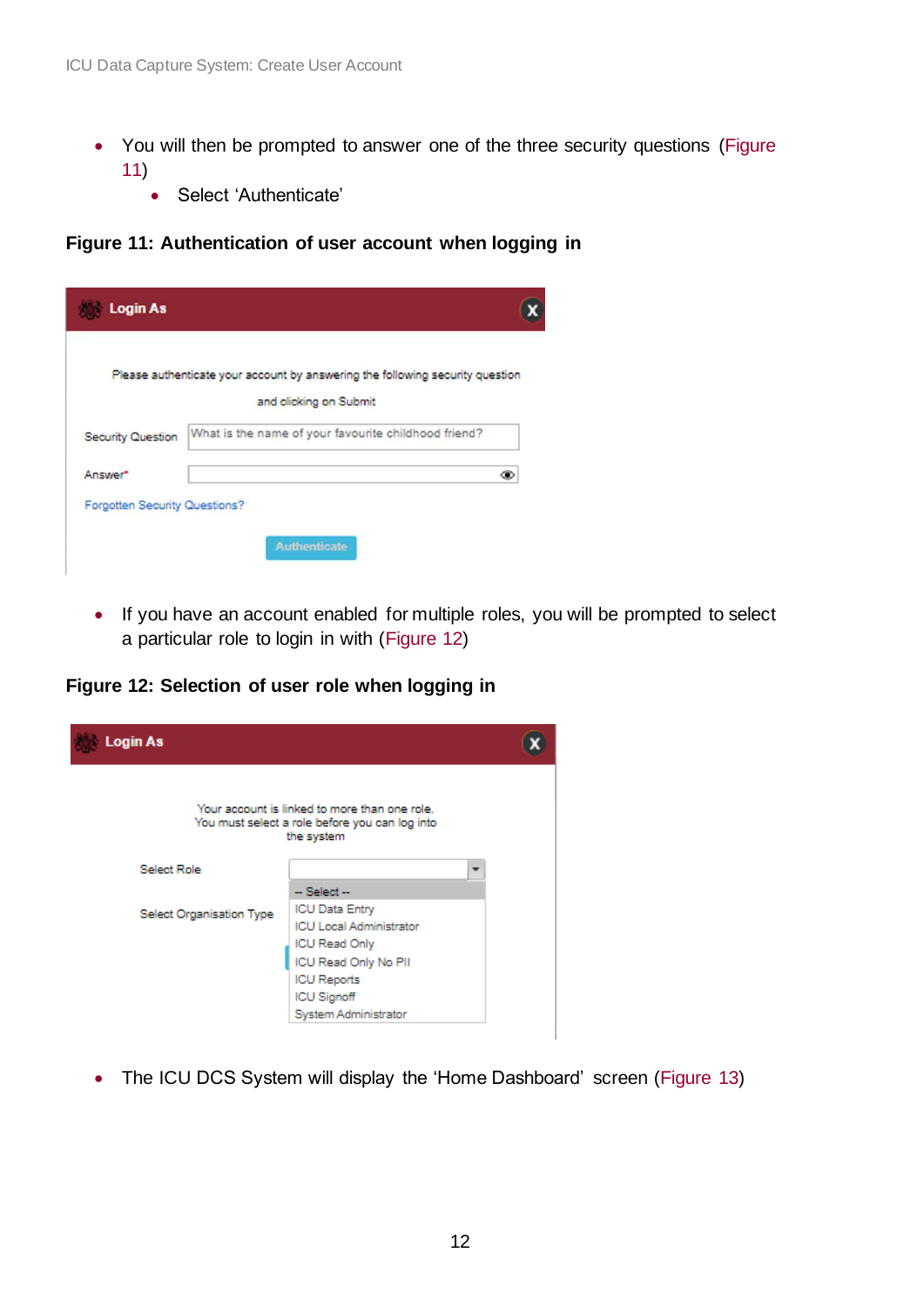- You will then be prompted to answer one of the three security questions (Figure 11)
  - Select 'Authenticate'

**Figure 11: Authentication of user account when logging in**

- If you have an account enabled for multiple roles, you will be prompted to select a particular role to login in with (Figure 12)

**Figure 12: Selection of user role when logging in**

- The ICU DCS System will display the 'Home Dashboard' screen (Figure 13)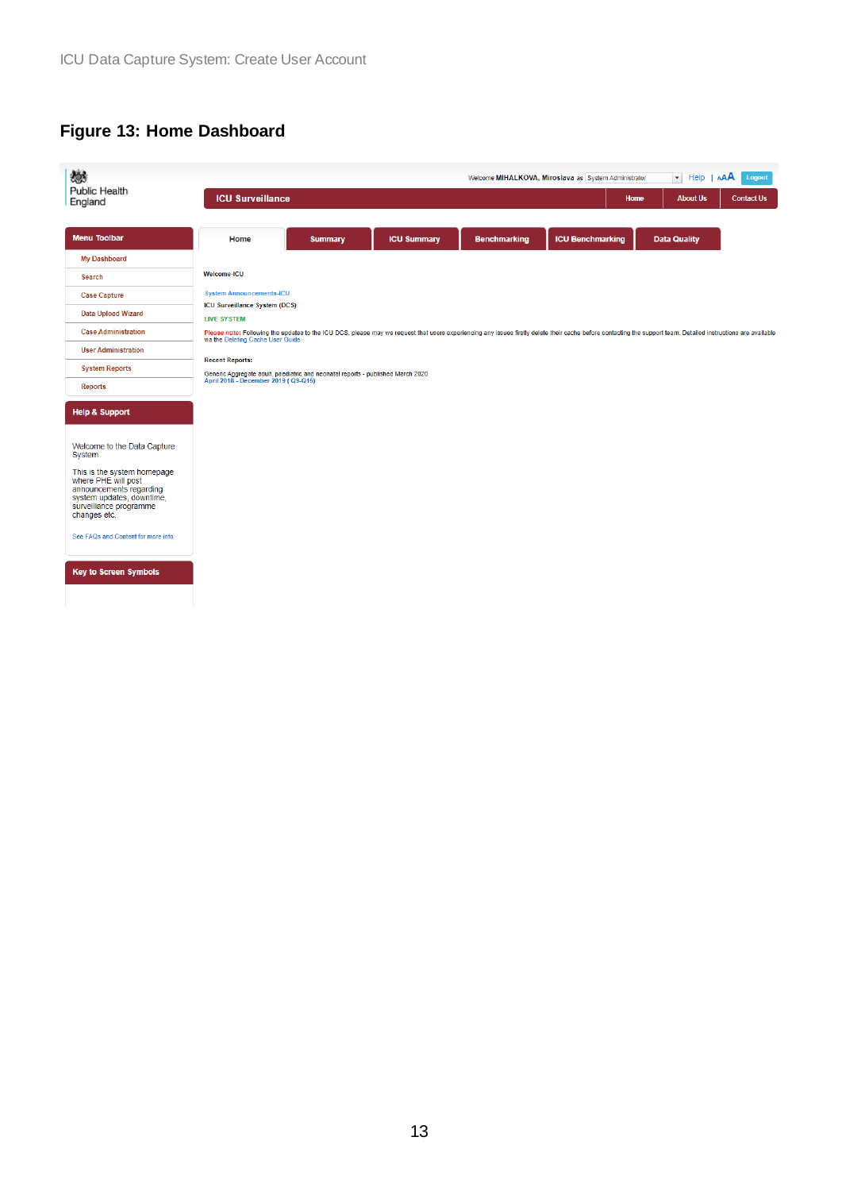## Figure 13: Home Dashboard

Public Health England

Welcome MIHALKOVA, Miroslava as System Administrator | Help | AAA | Logout

ICU Surveillance | Home | About Us | Contact Us

Menu Toolbar
- My Dashboard
- Search
- Case Capture
- Data Upload Wizard
- Case Administration
- User Administration
- System Reports
- Reports

Help & Support

Welcome to the Data Capture System

This is the system homepage where PHE will post announcements regarding system updates, downtime, surveillance programme changes etc.

See FAQs and Content for more info

Key to Screen Symbols

Home | Summary | ICU Summary | Benchmarking | ICU Benchmarking | Data Quality

Welcome-ICU

System Announcements-ICU

ICU Surveillance System (DCS)

LIVE SYSTEM

Please note: Following the updates to the ICU DCS, please may we request that users experiencing any issues firstly delete their cache before contacting the support team. Detailed instructions are available via the Deleting Cache User Guide

Recent Reports:

Generic Aggregate adult, paediatric and neonatal reports - published March 2020
April 2018 - December 2019 ( Q9-Q15)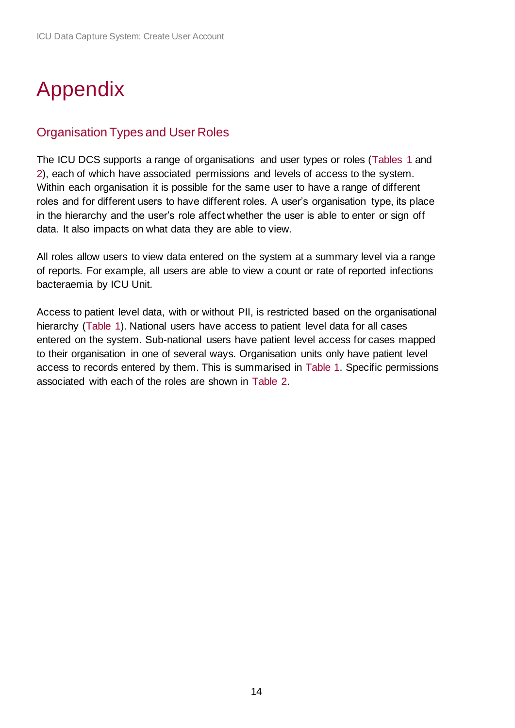# Appendix

## Organisation Types and User Roles

The ICU DCS supports a range of organisations and user types or roles (Tables 1 and 2), each of which have associated permissions and levels of access to the system. Within each organisation it is possible for the same user to have a range of different roles and for different users to have different roles. A user's organisation type, its place in the hierarchy and the user's role affect whether the user is able to enter or sign off data. It also impacts on what data they are able to view.

All roles allow users to view data entered on the system at a summary level via a range of reports. For example, all users are able to view a count or rate of reported infections bacteraemia by ICU Unit.

Access to patient level data, with or without PII, is restricted based on the organisational hierarchy (Table 1). National users have access to patient level data for all cases entered on the system. Sub-national users have patient level access for cases mapped to their organisation in one of several ways. Organisation units only have patient level access to records entered by them. This is summarised in Table 1. Specific permissions associated with each of the roles are shown in Table 2.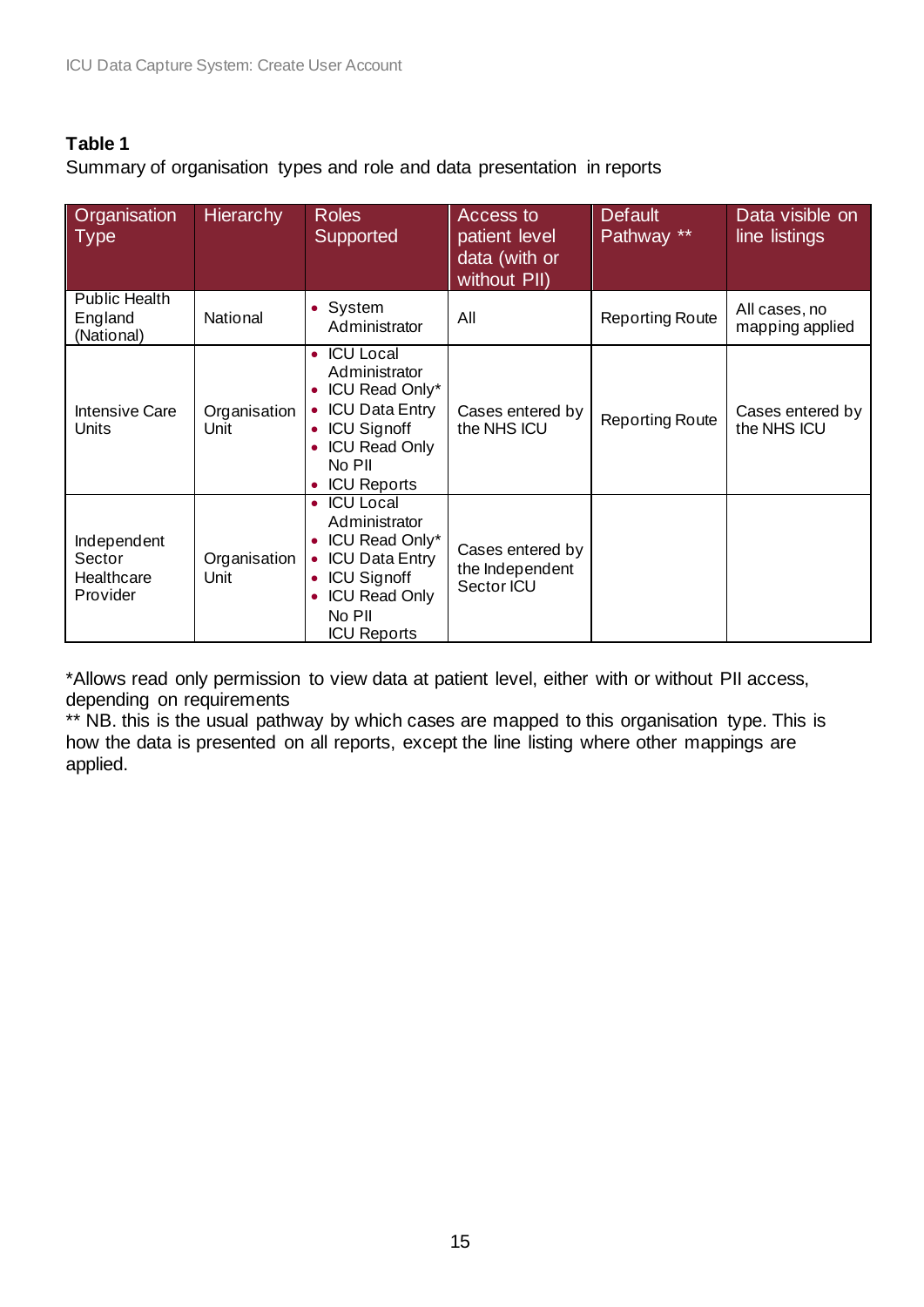**Table 1**

Summary of organisation types and role and data presentation in reports

| Organisation Type | Hierarchy | Roles Supported | Access to patient level data (with or without PII) | Default Pathway ** | Data visible on line listings |
|---|---|---|---|---|---|
| Public Health England (National) | National | • System Administrator | All | Reporting Route | All cases, no mapping applied |
| Intensive Care Units | Organisation Unit | • ICU Local Administrator<br>• ICU Read Only*<br>• ICU Data Entry<br>• ICU Signoff<br>• ICU Read Only No PII<br>• ICU Reports | Cases entered by the NHS ICU | Reporting Route | Cases entered by the NHS ICU |
| Independent Sector Healthcare Provider | Organisation Unit | • ICU Local Administrator<br>• ICU Read Only*<br>• ICU Data Entry<br>• ICU Signoff<br>• ICU Read Only No PII<br>ICU Reports | Cases entered by the Independent Sector ICU | | |

*Allows read only permission to view data at patient level, either with or without PII access, depending on requirements

** NB. this is the usual pathway by which cases are mapped to this organisation type. This is how the data is presented on all reports, except the line listing where other mappings are applied.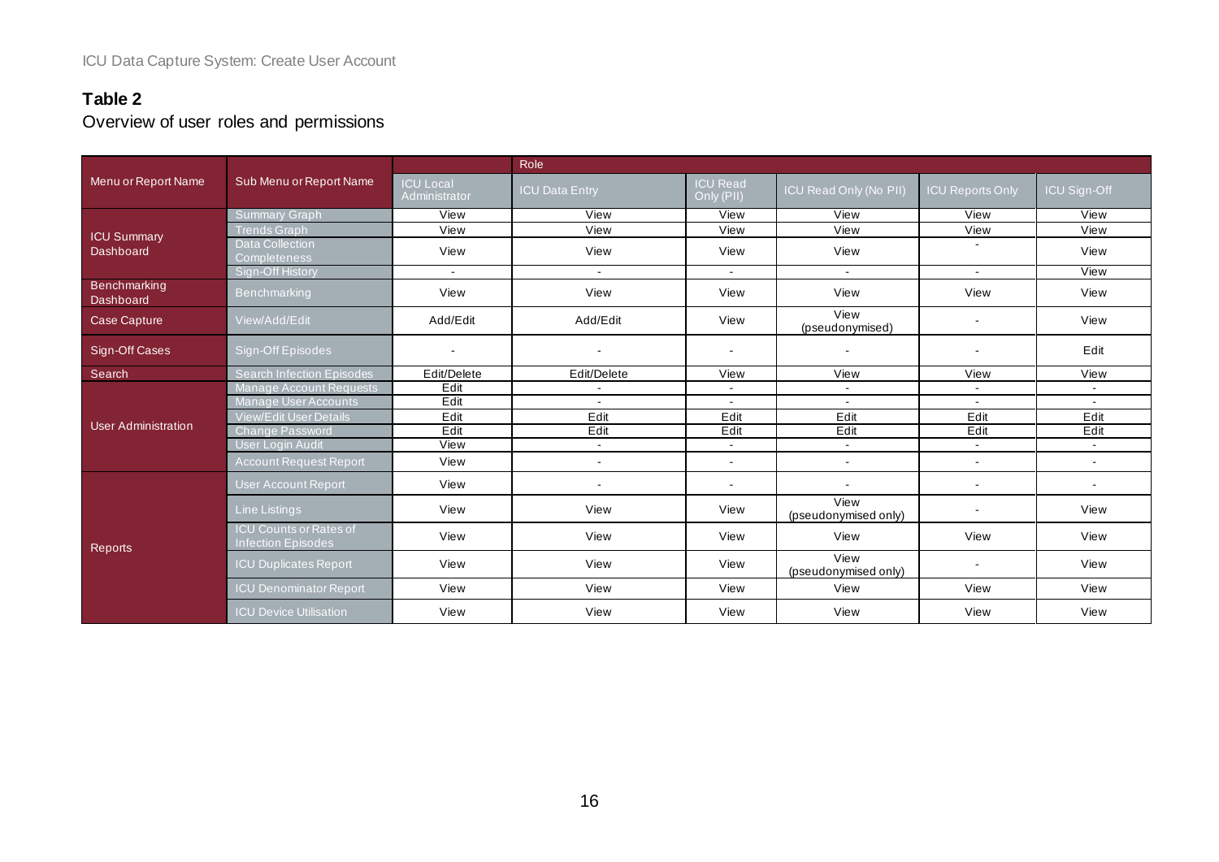**Table 2**

Overview of user roles and permissions

| Menu or Report Name | Sub Menu or Report Name | Role | | | | | |
|---|---|---|---|---|---|---|---|
| | | ICU Local Administrator | ICU Data Entry | ICU Read Only (PII) | ICU Read Only (No PII) | ICU Reports Only | ICU Sign-Off |
| ICU Summary Dashboard | Summary Graph | View | View | View | View | View | View |
| | Trends Graph | View | View | View | View | View | View |
| | Data Collection Completeness | View | View | View | View | - | View |
| | Sign-Off History | - | - | - | - | - | View |
| Benchmarking Dashboard | Benchmarking | View | View | View | View | View | View |
| Case Capture | View/Add/Edit | Add/Edit | Add/Edit | View | View (pseudonymised) | - | View |
| Sign-Off Cases | Sign-Off Episodes | - | - | - | - | - | Edit |
| Search | Search Infection Episodes | Edit/Delete | Edit/Delete | View | View | View | View |
| User Administration | Manage Account Requests | Edit | - | - | - | - | - |
| | Manage User Accounts | Edit | - | - | - | - | - |
| | View/Edit User Details | Edit | Edit | Edit | Edit | Edit | Edit |
| | Change Password | Edit | Edit | Edit | Edit | Edit | Edit |
| | User Login Audit | View | - | - | - | - | - |
| | Account Request Report | View | - | - | - | - | - |
| Reports | User Account Report | View | - | - | - | - | - |
| | Line Listings | View | View | View | View (pseudonymised only) | - | View |
| | ICU Counts or Rates of Infection Episodes | View | View | View | View | View | View |
| | ICU Duplicates Report | View | View | View | View (pseudonymised only) | - | View |
| | ICU Denominator Report | View | View | View | View | View | View |
| | ICU Device Utilisation | View | View | View | View | View | View |